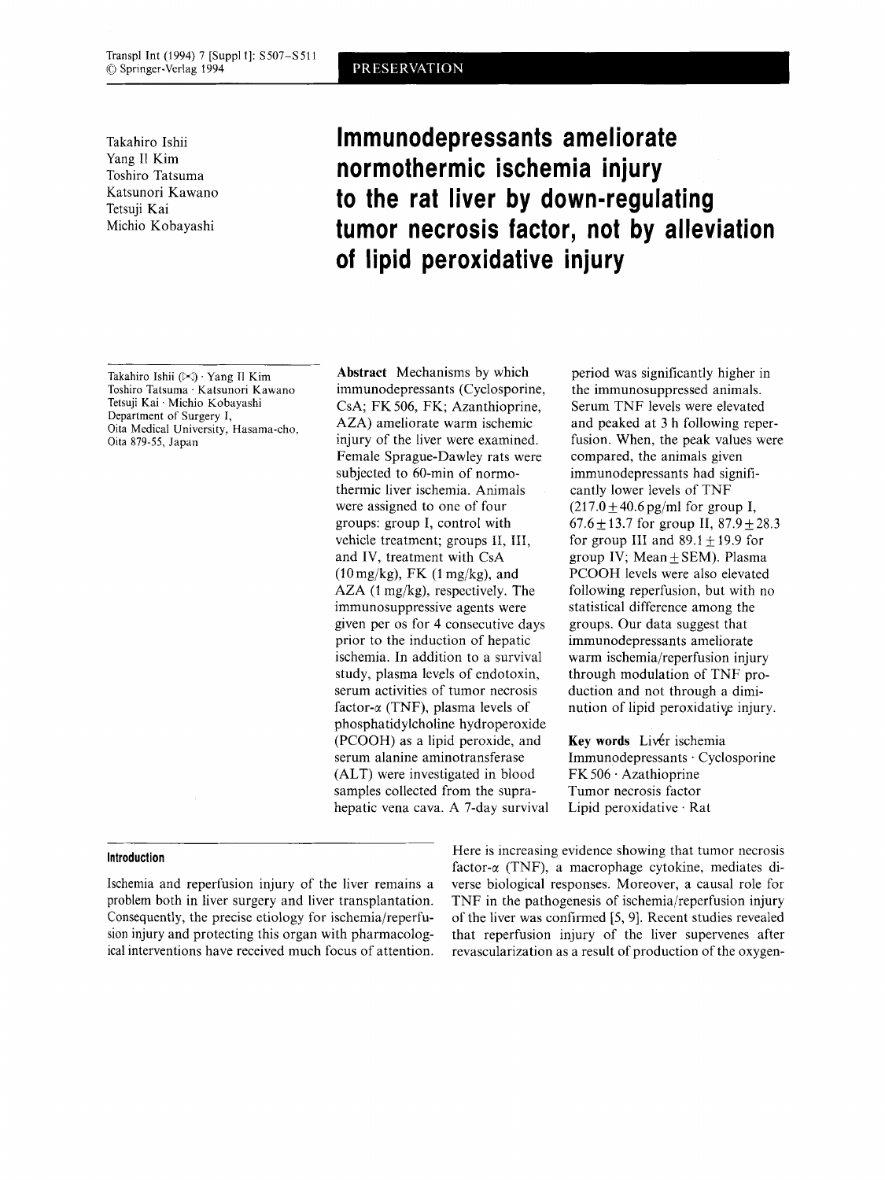PRESERVATION

Takahiro Ishii
Yang Il Kim
Toshiro Tatsuma
Katsunori Kawano
Tetsuji Kai
Michio Kobayashi

# Immunodepressants ameliorate normothermic ischemia injury to the rat liver by down-regulating tumor necrosis factor, not by alleviation of lipid peroxidative injury

Takahiro Ishii (✉) · Yang Il Kim
Toshiro Tatsuma · Katsunori Kawano
Tetsuji Kai · Michio Kobayashi
Department of Surgery I,
Oita Medical University, Hasama-cho,
Oita 879-55, Japan

**Abstract** Mechanisms by which immunodepressants (Cyclosporine, CsA; FK 506, FK; Azanthioprine, AZA) ameliorate warm ischemic injury of the liver were examined. Female Sprague-Dawley rats were subjected to 60-min of normothermic liver ischemia. Animals were assigned to one of four groups: group I, control with vehicle treatment; groups II, III, and IV, treatment with CsA (10 mg/kg), FK (1 mg/kg), and AZA (1 mg/kg), respectively. The immunosuppressive agents were given per os for 4 consecutive days prior to the induction of hepatic ischemia. In addition to a survival study, plasma levels of endotoxin, serum activities of tumor necrosis factor-α (TNF), plasma levels of phosphatidylcholine hydroperoxide (PCOOH) as a lipid peroxide, and serum alanine aminotransferase (ALT) were investigated in blood samples collected from the suprahepatic vena cava. A 7-day survival period was significantly higher in the immunosuppressed animals. Serum TNF levels were elevated and peaked at 3 h following reperfusion. When, the peak values were compared, the animals given immunodepressants had significantly lower levels of TNF ($217.0 \pm 40.6$ pg/ml for group I, $67.6 \pm 13.7$ for group II, $87.9 \pm 28.3$ for group III and $89.1 \pm 19.9$ for group IV; Mean ± SEM). Plasma PCOOH levels were also elevated following reperfusion, but with no statistical difference among the groups. Our data suggest that immunodepressants ameliorate warm ischemia/reperfusion injury through modulation of TNF production and not through a diminution of lipid peroxidative injury.

**Key words** Livér ischemia · Immunodepressants · Cyclosporine · FK 506 · Azathioprine · Tumor necrosis factor · Lipid peroxidative · Rat

## Introduction

Ischemia and reperfusion injury of the liver remains a problem both in liver surgery and liver transplantation. Consequently, the precise etiology for ischemia/reperfusion injury and protecting this organ with pharmacological interventions have received much focus of attention. Here is increasing evidence showing that tumor necrosis factor-α (TNF), a macrophage cytokine, mediates diverse biological responses. Moreover, a causal role for TNF in the pathogenesis of ischemia/reperfusion injury of the liver was confirmed [5, 9]. Recent studies revealed that reperfusion injury of the liver supervenes after revascularization as a result of production of the oxygen-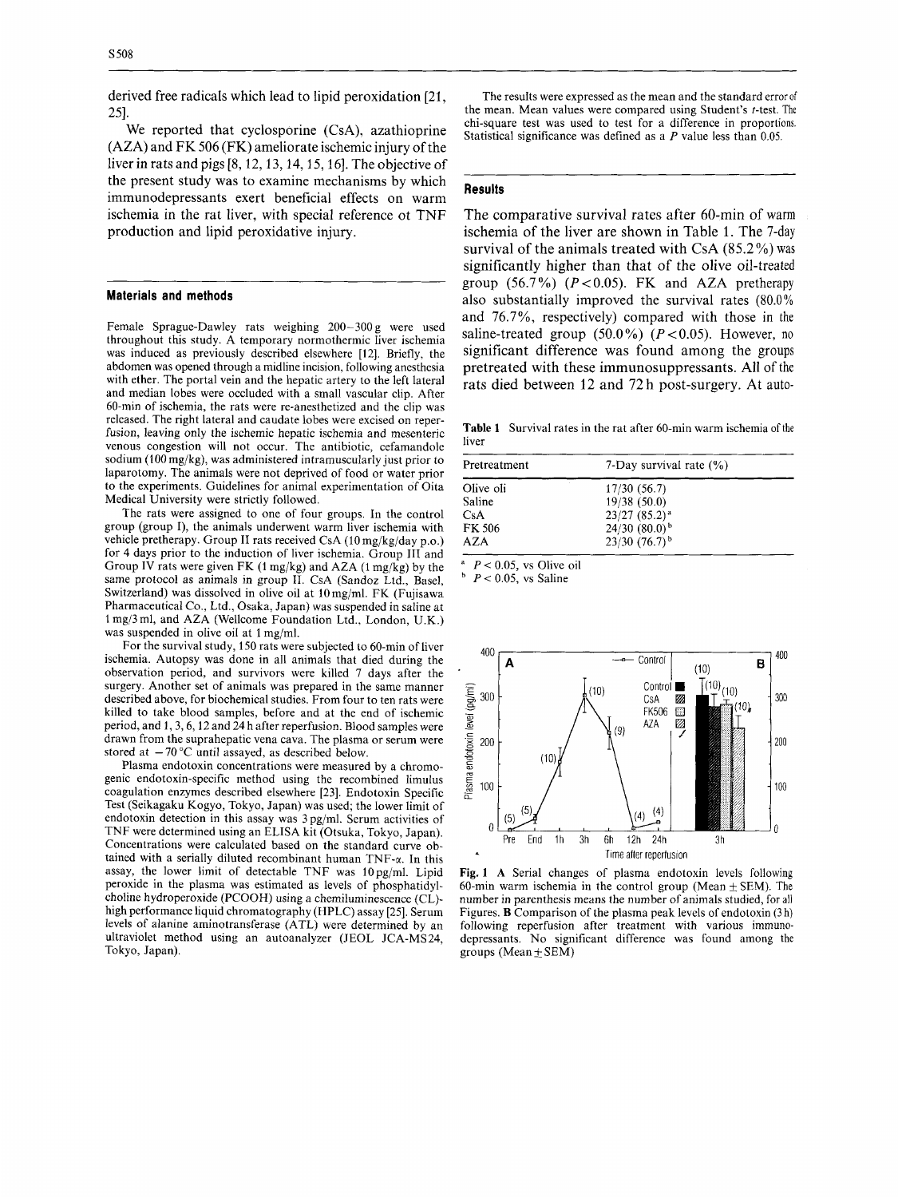derived free radicals which lead to lipid peroxidation [21, 25].

We reported that cyclosporine (CsA), azathioprine (AZA) and FK 506 (FK) ameliorate ischemic injury of the liver in rats and pigs [8, 12, 13, 14, 15, 16]. The objective of the present study was to examine mechanisms by which immunodepressants exert beneficial effects on warm ischemia in the rat liver, with special reference ot TNF production and lipid peroxidative injury.

## Materials and methods

Female Sprague-Dawley rats weighing 200–300 g were used throughout this study. A temporary normothermic liver ischemia was induced as previously described elsewhere [12]. Briefly, the abdomen was opened through a midline incision, following anesthesia with ether. The portal vein and the hepatic artery to the left lateral and median lobes were occluded with a small vascular clip. After 60-min of ischemia, the rats were re-anesthetized and the clip was released. The right lateral and caudate lobes were excised on reperfusion, leaving only the ischemic hepatic ischemia and mesenteric venous congestion will not occur. The antibiotic, cefamandole sodium (100 mg/kg), was administered intramuscularly just prior to laparotomy. The animals were not deprived of food or water prior to the experiments. Guidelines for animal experimentation of Oita Medical University were strictly followed.

The rats were assigned to one of four groups. In the control group (group I), the animals underwent warm liver ischemia with vehicle pretherapy. Group II rats received CsA (10 mg/kg/day p.o.) for 4 days prior to the induction of liver ischemia. Group III and Group IV rats were given FK (1 mg/kg) and AZA (1 mg/kg) by the same protocol as animals in group II. CsA (Sandoz Ltd., Basel, Switzerland) was dissolved in olive oil at 10 mg/ml. FK (Fujisawa Pharmaceutical Co., Ltd., Osaka, Japan) was suspended in saline at 1 mg/3 ml, and AZA (Wellcome Foundation Ltd., London, U.K.) was suspended in olive oil at 1 mg/ml.

For the survival study, 150 rats were subjected to 60-min of liver ischemia. Autopsy was done in all animals that died during the observation period, and survivors were killed 7 days after the surgery. Another set of animals was prepared in the same manner described above, for biochemical studies. From four to ten rats were killed to take blood samples, before and at the end of ischemic period, and 1, 3, 6, 12 and 24 h after reperfusion. Blood samples were drawn from the suprahepatic vena cava. The plasma or serum were stored at −70 °C until assayed, as described below.

Plasma endotoxin concentrations were measured by a chromogenic endotoxin-specific method using the recombined limulus coagulation enzymes described elsewhere [23]. Endotoxin Specific Test (Seikagaku Kogyo, Tokyo, Japan) was used; the lower limit of endotoxin detection in this assay was 3 pg/ml. Serum activities of TNF were determined using an ELISA kit (Otsuka, Tokyo, Japan). Concentrations were calculated based on the standard curve obtained with a serially diluted recombinant human TNF-α. In this assay, the lower limit of detectable TNF was 10 pg/ml. Lipid peroxide in the plasma was estimated as levels of phosphatidylcholine hydroperoxide (PCOOH) using a chemiluminescence (CL)-high performance liquid chromatography (HPLC) assay [25]. Serum levels of alanine aminotransferase (ATL) were determined by an ultraviolet method using an autoanalyzer (JEOL JCA-MS24, Tokyo, Japan).

The results were expressed as the mean and the standard error of the mean. Mean values were compared using Student's *t*-test. The chi-square test was used to test for a difference in proportions. Statistical significance was defined as a *P* value less than 0.05.

## Results

The comparative survival rates after 60-min of warm ischemia of the liver are shown in Table 1. The 7-day survival of the animals treated with CsA (85.2%) was significantly higher than that of the olive oil-treated group (56.7%) ($P<0.05$). FK and AZA pretherapy also substantially improved the survival rates (80.0% and 76.7%, respectively) compared with those in the saline-treated group (50.0%) ($P<0.05$). However, no significant difference was found among the groups pretreated with these immunosuppressants. All of the rats died between 12 and 72 h post-surgery. At auto-

**Table 1** Survival rates in the rat after 60-min warm ischemia of the liver

| Pretreatment | 7-Day survival rate (%) |
|---|---|
| Olive oli | 17/30 (56.7) |
| Saline | 19/38 (50.0) |
| CsA | 23/27 (85.2)[a] |
| FK 506 | 24/30 (80.0)[b] |
| AZA | 23/30 (76.7)[b] |

[a] $P<0.05$, vs Olive oil
[b] $P<0.05$, vs Saline

**Fig. 1** **A** Serial changes of plasma endotoxin levels following 60-min warm ischemia in the control group (Mean ± SEM). The number in parenthesis means the number of animals studied, for all Figures. **B** Comparison of the plasma peak levels of endotoxin (3 h) following reperfusion after treatment with various immunodepressants. No significant difference was found among the groups (Mean ± SEM)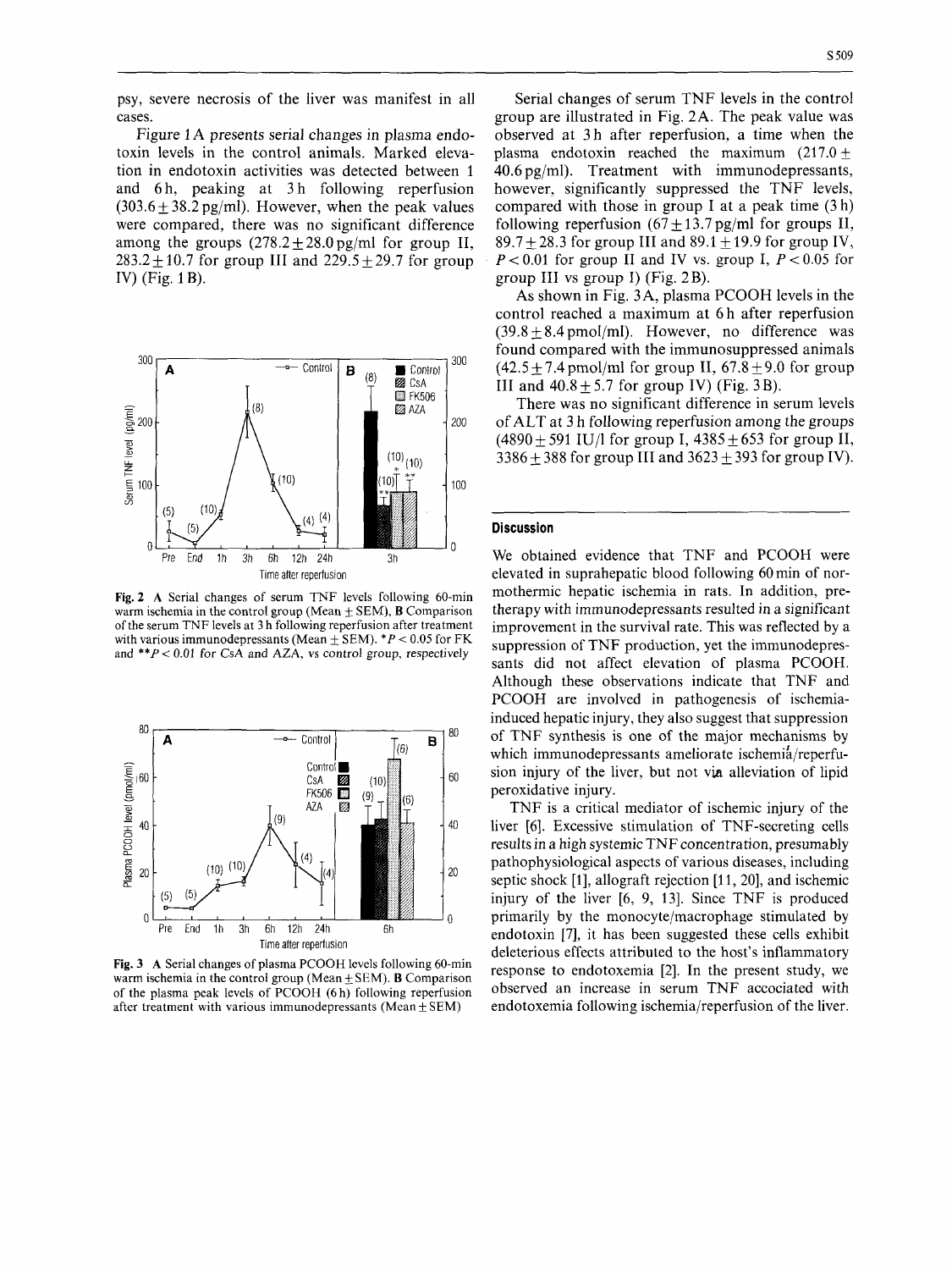psy, severe necrosis of the liver was manifest in all cases.

Figure 1 A presents serial changes in plasma endotoxin levels in the control animals. Marked elevation in endotoxin activities was detected between 1 and 6 h, peaking at 3 h following reperfusion ($303.6 \pm 38.2$ pg/ml). However, when the peak values were compared, there was no significant difference among the groups ($278.2 \pm 28.0$ pg/ml for group II, $283.2 \pm 10.7$ for group III and $229.5 \pm 29.7$ for group IV) (Fig. 1 B).

**Fig. 2** A Serial changes of serum TNF levels following 60-min warm ischemia in the control group (Mean ± SEM), **B** Comparison of the serum TNF levels at 3 h following reperfusion after treatment with various immunodepressants (Mean ± SEM). $^{*}P < 0.05$ for FK and $^{**}P < 0.01$ for CsA and AZA, vs control group, respectively

**Fig. 3** A Serial changes of plasma PCOOH levels following 60-min warm ischemia in the control group (Mean ± SEM). **B** Comparison of the plasma peak levels of PCOOH (6 h) following reperfusion after treatment with various immunodepressants (Mean ± SEM)

Serial changes of serum TNF levels in the control group are illustrated in Fig. 2A. The peak value was observed at 3 h after reperfusion, a time when the plasma endotoxin reached the maximum ($217.0 \pm 40.6$ pg/ml). Treatment with immunodepressants, however, significantly suppressed the TNF levels, compared with those in group I at a peak time (3 h) following reperfusion ($67 \pm 13.7$ pg/ml for groups II, $89.7 \pm 28.3$ for group III and $89.1 \pm 19.9$ for group IV, $P < 0.01$ for group II and IV vs. group I, $P < 0.05$ for group III vs group I) (Fig. 2B).

As shown in Fig. 3A, plasma PCOOH levels in the control reached a maximum at 6 h after reperfusion ($39.8 \pm 8.4$ pmol/ml). However, no difference was found compared with the immunosuppressed animals ($42.5 \pm 7.4$ pmol/ml for group II, $67.8 \pm 9.0$ for group III and $40.8 \pm 5.7$ for group IV) (Fig. 3B).

There was no significant difference in serum levels of ALT at 3 h following reperfusion among the groups ($4890 \pm 591$ IU/l for group I, $4385 \pm 653$ for group II, $3386 \pm 388$ for group III and $3623 \pm 393$ for group IV).

## Discussion

We obtained evidence that TNF and PCOOH were elevated in suprahepatic blood following 60 min of normothermic hepatic ischemia in rats. In addition, pretherapy with immunodepressants resulted in a significant improvement in the survival rate. This was reflected by a suppression of TNF production, yet the immunodepressants did not affect elevation of plasma PCOOH. Although these observations indicate that TNF and PCOOH are involved in pathogenesis of ischemia-induced hepatic injury, they also suggest that suppression of TNF synthesis is one of the major mechanisms by which immunodepressants ameliorate ischemia/reperfusion injury of the liver, but not via alleviation of lipid peroxidative injury.

TNF is a critical mediator of ischemic injury of the liver [6]. Excessive stimulation of TNF-secreting cells results in a high systemic TNF concentration, presumably pathophysiological aspects of various diseases, including septic shock [1], allograft rejection [11, 20], and ischemic injury of the liver [6, 9, 13]. Since TNF is produced primarily by the monocyte/macrophage stimulated by endotoxin [7], it has been suggested these cells exhibit deleterious effects attributed to the host's inflammatory response to endotoxemia [2]. In the present study, we observed an increase in serum TNF accociated with endotoxemia following ischemia/reperfusion of the liver.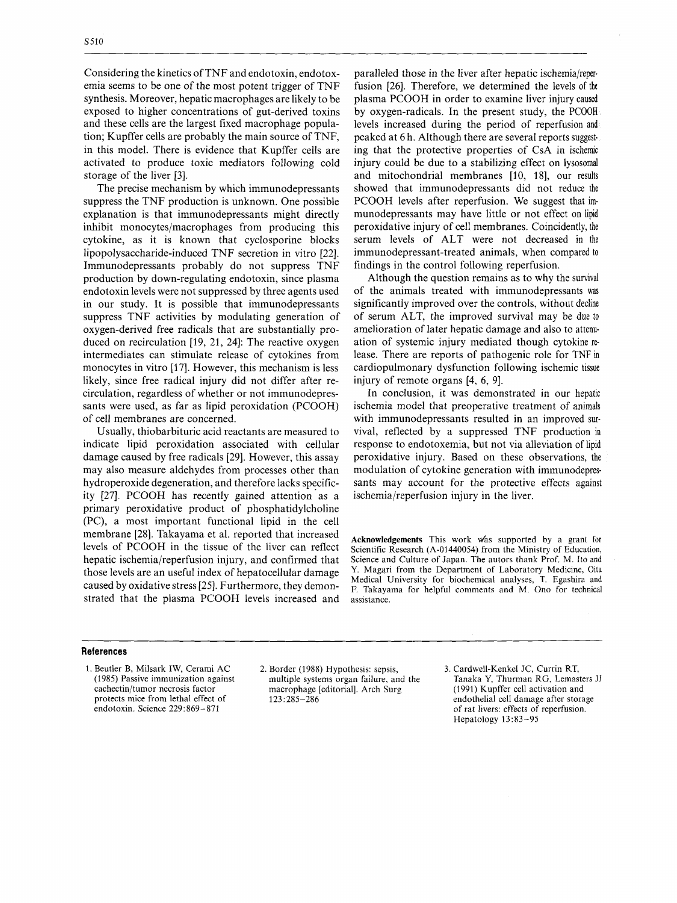Considering the kinetics of TNF and endotoxin, endotoxemia seems to be one of the most potent trigger of TNF synthesis. Moreover, hepatic macrophages are likely to be exposed to higher concentrations of gut-derived toxins and these cells are the largest fixed macrophage population; Kupffer cells are probably the main source of TNF, in this model. There is evidence that Kupffer cells are activated to produce toxic mediators following cold storage of the liver [3].

The precise mechanism by which immunodepressants suppress the TNF production is unknown. One possible explanation is that immunodepressants might directly inhibit monocytes/macrophages from producing this cytokine, as it is known that cyclosporine blocks lipopolysaccharide-induced TNF secretion in vitro [22]. Immunodepressants probably do not suppress TNF production by down-regulating endotoxin, since plasma endotoxin levels were not suppressed by three agents used in our study. It is possible that immunodepressants suppress TNF activities by modulating generation of oxygen-derived free radicals that are substantially produced on recirculation [19, 21, 24]: The reactive oxygen intermediates can stimulate release of cytokines from monocytes in vitro [17]. However, this mechanism is less likely, since free radical injury did not differ after recirculation, regardless of whether or not immunodepressants were used, as far as lipid peroxidation (PCOOH) of cell membranes are concerned.

Usually, thiobarbituric acid reactants are measured to indicate lipid peroxidation associated with cellular damage caused by free radicals [29]. However, this assay may also measure aldehydes from processes other than hydroperoxide degeneration, and therefore lacks specificity [27]. PCOOH has recently gained attention as a primary peroxidative product of phosphatidylcholine (PC), a most important functional lipid in the cell membrane [28]. Takayama et al. reported that increased levels of PCOOH in the tissue of the liver can reflect hepatic ischemia/reperfusion injury, and confirmed that those levels are an useful index of hepatocellular damage caused by oxidative stress [25]. Furthermore, they demonstrated that the plasma PCOOH levels increased and paralleled those in the liver after hepatic ischemia/reperfusion [26]. Therefore, we determined the levels of the plasma PCOOH in order to examine liver injury caused by oxygen-radicals. In the present study, the PCOOH levels increased during the period of reperfusion and peaked at 6 h. Although there are several reports suggesting that the protective properties of CsA in ischemic injury could be due to a stabilizing effect on lysosomal and mitochondrial membranes [10, 18], our results showed that immunodepressants did not reduce the PCOOH levels after reperfusion. We suggest that immunodepressants may have little or not effect on lipid peroxidative injury of cell membranes. Coincidently, the serum levels of ALT were not decreased in the immunodepressant-treated animals, when compared to findings in the control following reperfusion.

Although the question remains as to why the survival of the animals treated with immunodepressants was significantly improved over the controls, without decline of serum ALT, the improved survival may be due to amelioration of later hepatic damage and also to attenuation of systemic injury mediated though cytokine release. There are reports of pathogenic role for TNF in cardiopulmonary dysfunction following ischemic tissue injury of remote organs [4, 6, 9].

In conclusion, it was demonstrated in our hepatic ischemia model that preoperative treatment of animals with immunodepressants resulted in an improved survival, reflected by a suppressed TNF production in response to endotoxemia, but not via alleviation of lipid peroxidative injury. Based on these observations, the modulation of cytokine generation with immunodepressants may account for the protective effects against ischemia/reperfusion injury in the liver.

**Acknowledgements** This work was supported by a grant for Scientific Research (A-01440054) from the Ministry of Education, Science and Culture of Japan. The autors thank Prof. M. Ito and Y. Magari from the Department of Laboratory Medicine, Oita Medical University for biochemical analyses, T. Egashira and F. Takayama for helpful comments and M. Ono for technical assistance.

## References

1. Beutler B, Milsark IW, Cerami AC (1985) Passive immunization against cachectin/tumor necrosis factor protects mice from lethal effect of endotoxin. Science 229:869–871
2. Border (1988) Hypothesis: sepsis, multiple systems organ failure, and the macrophage [editorial]. Arch Surg 123:285–286
3. Cardwell-Kenkel JC, Currin RT, Tanaka Y, Thurman RG, Lemasters JJ (1991) Kupffer cell activation and endothelial cell damage after storage of rat livers: effects of reperfusion. Hepatology 13:83–95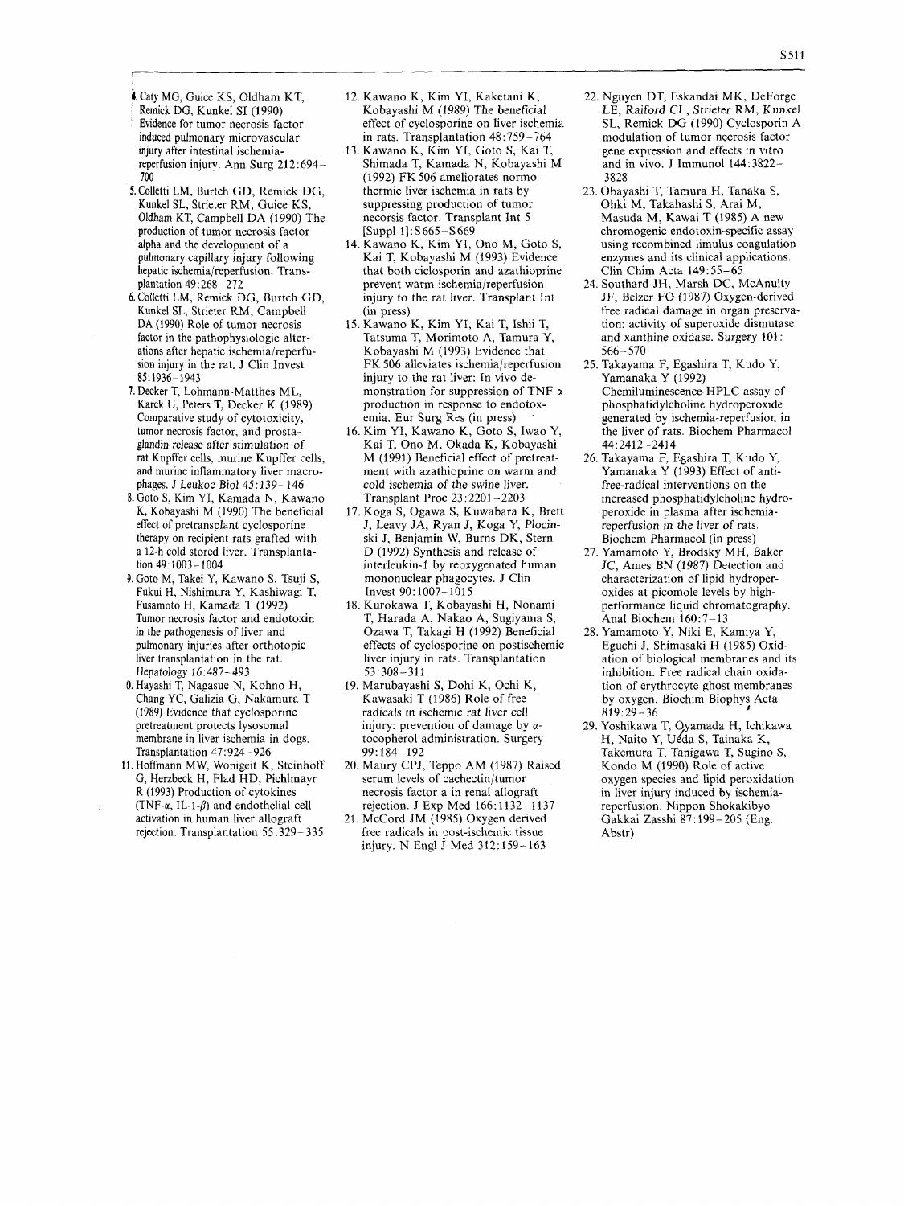4. Caty MG, Guice KS, Oldham KT, Remick DG, Kunkel SI (1990) Evidence for tumor necrosis factor-induced pulmonary microvascular injury after intestinal ischemia-reperfusion injury. Ann Surg 212:694–700
5. Colletti LM, Burtch GD, Remick DG, Kunkel SL, Strieter RM, Guice KS, Oldham KT, Campbell DA (1990) The production of tumor necrosis factor alpha and the development of a pulmonary capillary injury following hepatic ischemia/reperfusion. Transplantation 49:268–272
6. Colletti LM, Remick DG, Burtch GD, Kunkel SL, Strieter RM, Campbell DA (1990) Role of tumor necrosis factor in the pathophysiologic alterations after hepatic ischemia/reperfusion injury in the rat. J Clin Invest 85:1936–1943
7. Decker T, Lohmann-Matthes ML, Karck U, Peters T, Decker K (1989) Comparative study of cytotoxicity, tumor necrosis factor, and prostaglandin release after stimulation of rat Kupffer cells, murine Kupffer cells, and murine inflammatory liver macrophages. J Leukoc Biol 45:139–146
8. Goto S, Kim YI, Kamada N, Kawano K, Kobayashi M (1990) The beneficial effect of pretransplant cyclosporine therapy on recipient rats grafted with a 12-h cold stored liver. Transplantation 49:1003–1004
9. Goto M, Takei Y, Kawano S, Tsuji S, Fukui H, Nishimura Y, Kashiwagi T, Fusamoto H, Kamada T (1992) Tumor necrosis factor and endotoxin in the pathogenesis of liver and pulmonary injuries after orthotopic liver transplantation in the rat. Hepatology 16:487–493
10. Hayashi T, Nagasue N, Kohno H, Chang YC, Galizia G, Nakamura T (1989) Evidence that cyclosporine pretreatment protects lysosomal membrane in liver ischemia in dogs. Transplantation 47:924–926
11. Hoffmann MW, Wonigeit K, Steinhoff G, Herzbeck H, Flad HD, Pichlmayr R (1993) Production of cytokines (TNF-$\alpha$, IL-1-$\beta$) and endothelial cell activation in human liver allograft rejection. Transplantation 55:329–335
12. Kawano K, Kim YI, Kaketani K, Kobayashi M (1989) The beneficial effect of cyclosporine on liver ischemia in rats. Transplantation 48:759–764
13. Kawano K, Kim YI, Goto S, Kai T, Shimada T, Kamada N, Kobayashi M (1992) FK 506 ameliorates normothermic liver ischemia in rats by suppressing production of tumor necorsis factor. Transplant Int 5 [Suppl 1]:S665–S669
14. Kawano K, Kim YI, Ono M, Goto S, Kai T, Kobayashi M (1993) Evidence that both ciclosporin and azathioprine prevent warm ischemia/reperfusion injury to the rat liver. Transplant Int (in press)
15. Kawano K, Kim YI, Kai T, Ishii T, Tatsuma T, Morimoto A, Tamura Y, Kobayashi M (1993) Evidence that FK 506 alleviates ischemia/reperfusion injury to the rat liver: In vivo demonstration for suppression of TNF-$\alpha$ production in response to endotoxemia. Eur Surg Res (in press)
16. Kim YI, Kawano K, Goto S, Iwao Y, Kai T, Ono M, Okada K, Kobayashi M (1991) Beneficial effect of pretreatment with azathioprine on warm and cold ischemia of the swine liver. Transplant Proc 23:2201–2203
17. Koga S, Ogawa S, Kuwabara K, Brett J, Leavy JA, Ryan J, Koga Y, Plocinski J, Benjamin W, Burns DK, Stern D (1992) Synthesis and release of interleukin-1 by reoxygenated human mononuclear phagocytes. J Clin Invest 90:1007–1015
18. Kurokawa T, Kobayashi H, Nonami T, Harada A, Nakao A, Sugiyama S, Ozawa T, Takagi H (1992) Beneficial effects of cyclosporine on postischemic liver injury in rats. Transplantation 53:308–311
19. Marubayashi S, Dohi K, Ochi K, Kawasaki T (1986) Role of free radicals in ischemic rat liver cell injury: prevention of damage by $\alpha$-tocopherol administration. Surgery 99:184–192
20. Maury CPJ, Teppo AM (1987) Raised serum levels of cachectin/tumor necrosis factor a in renal allograft rejection. J Exp Med 166:1132–1137
21. McCord JM (1985) Oxygen derived free radicals in post-ischemic tissue injury. N Engl J Med 312:159–163
22. Nguyen DT, Eskandai MK, DeForge LE, Raiford CL, Strieter RM, Kunkel SL, Remick DG (1990) Cyclosporin A modulation of tumor necrosis factor gene expression and effects in vitro and in vivo. J Immunol 144:3822–3828
23. Obayashi T, Tamura H, Tanaka S, Ohki M, Takahashi S, Arai M, Masuda M, Kawai T (1985) A new chromogenic endotoxin-specific assay using recombined limulus coagulation enzymes and its clinical applications. Clin Chim Acta 149:55–65
24. Southard JH, Marsh DC, McAnulty JF, Belzer FO (1987) Oxygen-derived free radical damage in organ preservation: activity of superoxide dismutase and xanthine oxidase. Surgery 101:566–570
25. Takayama F, Egashira T, Kudo Y, Yamanaka Y (1992) Chemiluminescence-HPLC assay of phosphatidylcholine hydroperoxide generated by ischemia-reperfusion in the liver of rats. Biochem Pharmacol 44:2412–2414
26. Takayama F, Egashira T, Kudo Y, Yamanaka Y (1993) Effect of anti-free-radical interventions on the increased phosphatidylcholine hydroperoxide in plasma after ischemia-reperfusion in the liver of rats. Biochem Pharmacol (in press)
27. Yamamoto Y, Brodsky MH, Baker JC, Ames BN (1987) Detection and characterization of lipid hydroperoxides at picomole levels by high-performance liquid chromatography. Anal Biochem 160:7–13
28. Yamamoto Y, Niki E, Kamiya Y, Eguchi J, Shimasaki H (1985) Oxidation of biological membranes and its inhibition. Free radical chain oxidation of erythrocyte ghost membranes by oxygen. Biochim Biophys Acta 819:29–36
29. Yoshikawa T, Oyamada H, Ichikawa H, Naito Y, Ueda S, Tainaka K, Takemura T, Tanigawa T, Sugino S, Kondo M (1990) Role of active oxygen species and lipid peroxidation in liver injury induced by ischemia-reperfusion. Nippon Shokakibyo Gakkai Zasshi 87:199–205 (Eng. Abstr)